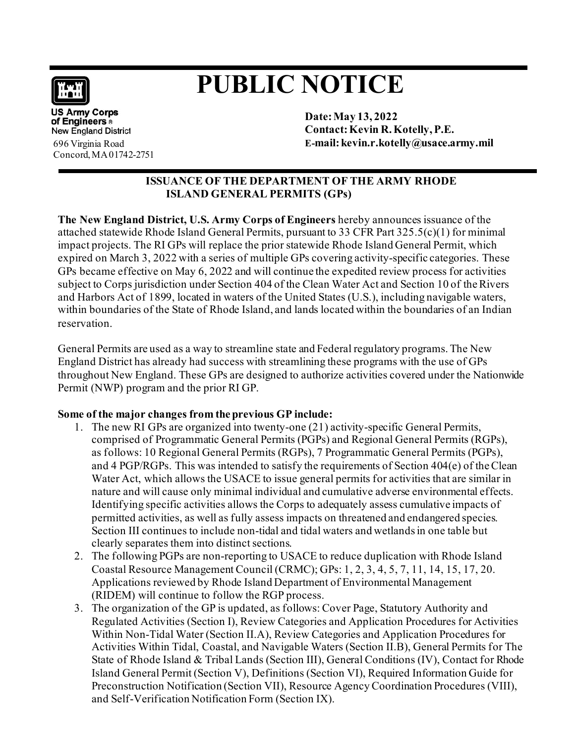# PUBLIC NOTICE

US Army Corps of Engineers®
New England District
696 Virginia Road
Concord, MA 01742-2751

**Date: May 13, 2022**
**Contact: Kevin R. Kotelly, P.E.**
**E-mail: kevin.r.kotelly@usace.army.mil**

## ISSUANCE OF THE DEPARTMENT OF THE ARMY RHODE ISLAND GENERAL PERMITS (GPs)

**The New England District, U.S. Army Corps of Engineers** hereby announces issuance of the attached statewide Rhode Island General Permits, pursuant to 33 CFR Part 325.5(c)(1) for minimal impact projects. The RI GPs will replace the prior statewide Rhode Island General Permit, which expired on March 3, 2022 with a series of multiple GPs covering activity-specific categories. These GPs became effective on May 6, 2022 and will continue the expedited review process for activities subject to Corps jurisdiction under Section 404 of the Clean Water Act and Section 10 of the Rivers and Harbors Act of 1899, located in waters of the United States (U.S.), including navigable waters, within boundaries of the State of Rhode Island, and lands located within the boundaries of an Indian reservation.

General Permits are used as a way to streamline state and Federal regulatory programs. The New England District has already had success with streamlining these programs with the use of GPs throughout New England. These GPs are designed to authorize activities covered under the Nationwide Permit (NWP) program and the prior RI GP.

**Some of the major changes from the previous GP include:**

1. The new RI GPs are organized into twenty-one (21) activity-specific General Permits, comprised of Programmatic General Permits (PGPs) and Regional General Permits (RGPs), as follows: 10 Regional General Permits (RGPs), 7 Programmatic General Permits (PGPs), and 4 PGP/RGPs. This was intended to satisfy the requirements of Section 404(e) of the Clean Water Act, which allows the USACE to issue general permits for activities that are similar in nature and will cause only minimal individual and cumulative adverse environmental effects. Identifying specific activities allows the Corps to adequately assess cumulative impacts of permitted activities, as well as fully assess impacts on threatened and endangered species. Section III continues to include non-tidal and tidal waters and wetlands in one table but clearly separates them into distinct sections.
2. The following PGPs are non-reporting to USACE to reduce duplication with Rhode Island Coastal Resource Management Council (CRMC); GPs: 1, 2, 3, 4, 5, 7, 11, 14, 15, 17, 20. Applications reviewed by Rhode Island Department of Environmental Management (RIDEM) will continue to follow the RGP process.
3. The organization of the GP is updated, as follows: Cover Page, Statutory Authority and Regulated Activities (Section I), Review Categories and Application Procedures for Activities Within Non-Tidal Water (Section II.A), Review Categories and Application Procedures for Activities Within Tidal, Coastal, and Navigable Waters (Section II.B), General Permits for The State of Rhode Island & Tribal Lands (Section III), General Conditions (IV), Contact for Rhode Island General Permit (Section V), Definitions (Section VI), Required Information Guide for Preconstruction Notification (Section VII), Resource Agency Coordination Procedures (VIII), and Self-Verification Notification Form (Section IX).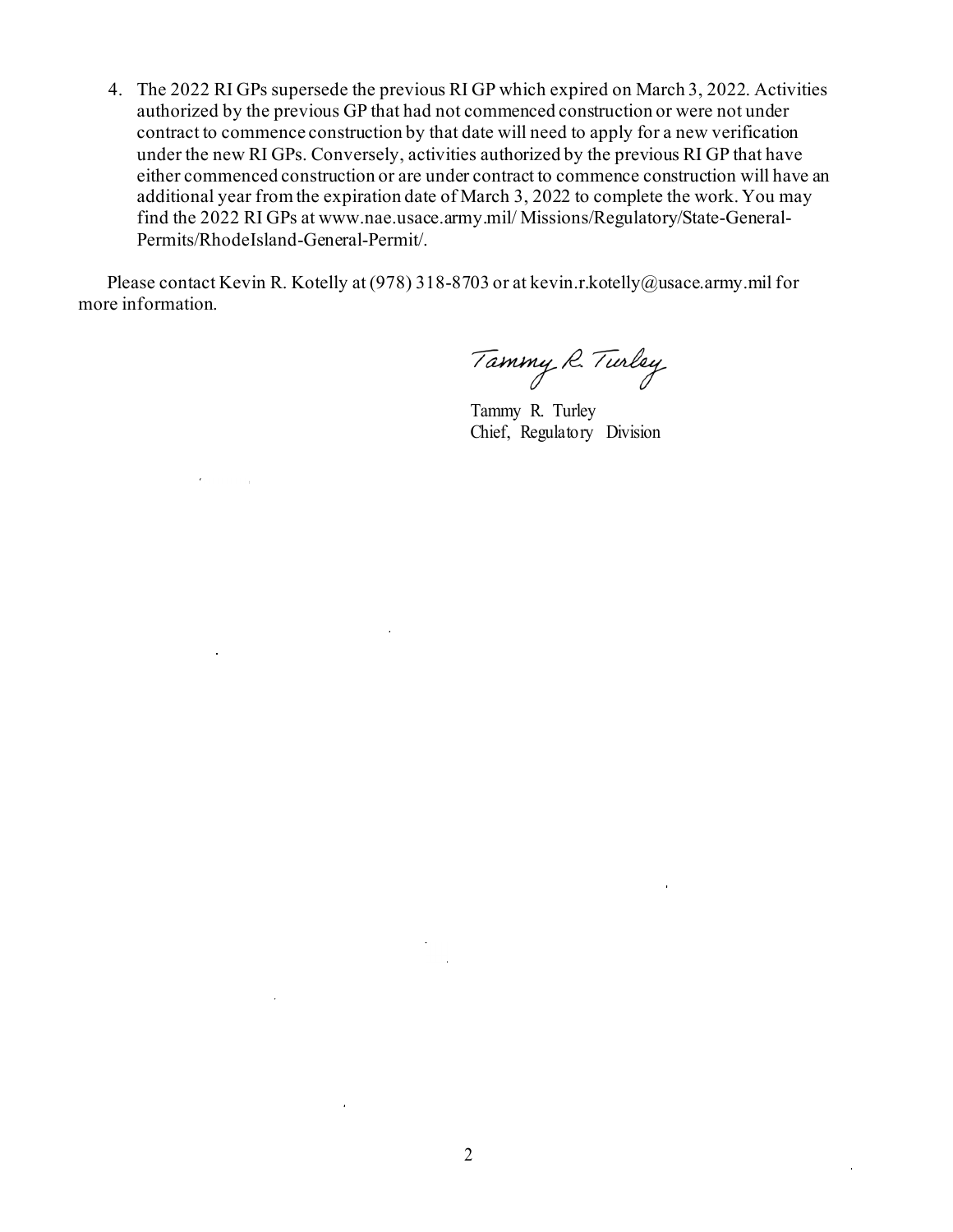4. The 2022 RI GPs supersede the previous RI GP which expired on March 3, 2022. Activities authorized by the previous GP that had not commenced construction or were not under contract to commence construction by that date will need to apply for a new verification under the new RI GPs. Conversely, activities authorized by the previous RI GP that have either commenced construction or are under contract to commence construction will have an additional year from the expiration date of March 3, 2022 to complete the work. You may find the 2022 RI GPs at www.nae.usace.army.mil/ Missions/Regulatory/State-General-Permits/RhodeIsland-General-Permit/.

Please contact Kevin R. Kotelly at (978) 318-8703 or at kevin.r.kotelly@usace.army.mil for more information.

Tammy R. Turley

Tammy R. Turley
Chief, Regulatory Division